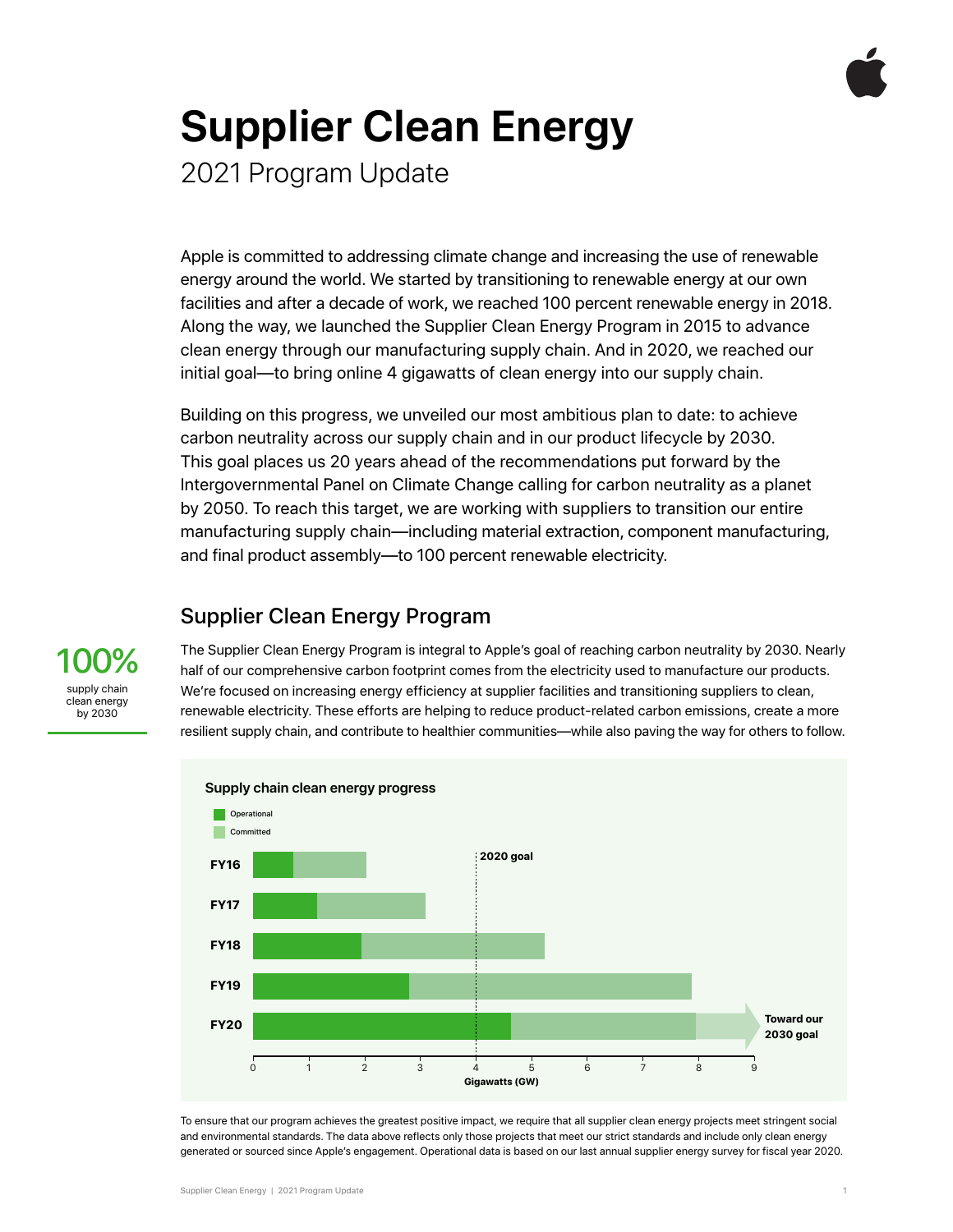# Supplier Clean Energy

## 2021 Program Update

Apple is committed to addressing climate change and increasing the use of renewable energy around the world. We started by transitioning to renewable energy at our own facilities and after a decade of work, we reached 100 percent renewable energy in 2018. Along the way, we launched the Supplier Clean Energy Program in 2015 to advance clean energy through our manufacturing supply chain. And in 2020, we reached our initial goal—to bring online 4 gigawatts of clean energy into our supply chain.

Building on this progress, we unveiled our most ambitious plan to date: to achieve carbon neutrality across our supply chain and in our product lifecycle by 2030. This goal places us 20 years ahead of the recommendations put forward by the Intergovernmental Panel on Climate Change calling for carbon neutrality as a planet by 2050. To reach this target, we are working with suppliers to transition our entire manufacturing supply chain—including material extraction, component manufacturing, and final product assembly—to 100 percent renewable electricity.

## Supplier Clean Energy Program

**100%** supply chain clean energy by 2030

The Supplier Clean Energy Program is integral to Apple's goal of reaching carbon neutrality by 2030. Nearly half of our comprehensive carbon footprint comes from the electricity used to manufacture our products. We're focused on increasing energy efficiency at supplier facilities and transitioning suppliers to clean, renewable electricity. These efforts are helping to reduce product-related carbon emissions, create a more resilient supply chain, and contribute to healthier communities—while also paving the way for others to follow.

**Supply chain clean energy progress**

Legend: Operational; Committed

2020 goal: 4 GW

| Year | Operational (GW) | Operational + Committed (GW) |
|---|---|---|
| FY16 | ~0.7 | ~2.0 |
| FY17 | ~1.2 | ~3.1 |
| FY18 | ~1.9 | ~5.2 |
| FY19 | ~2.8 | ~7.9 |
| FY20 | ~4.6 | ~7.9 |

Toward our 2030 goal

Gigawatts (GW)

To ensure that our program achieves the greatest positive impact, we require that all supplier clean energy projects meet stringent social and environmental standards. The data above reflects only those projects that meet our strict standards and include only clean energy generated or sourced since Apple's engagement. Operational data is based on our last annual supplier energy survey for fiscal year 2020.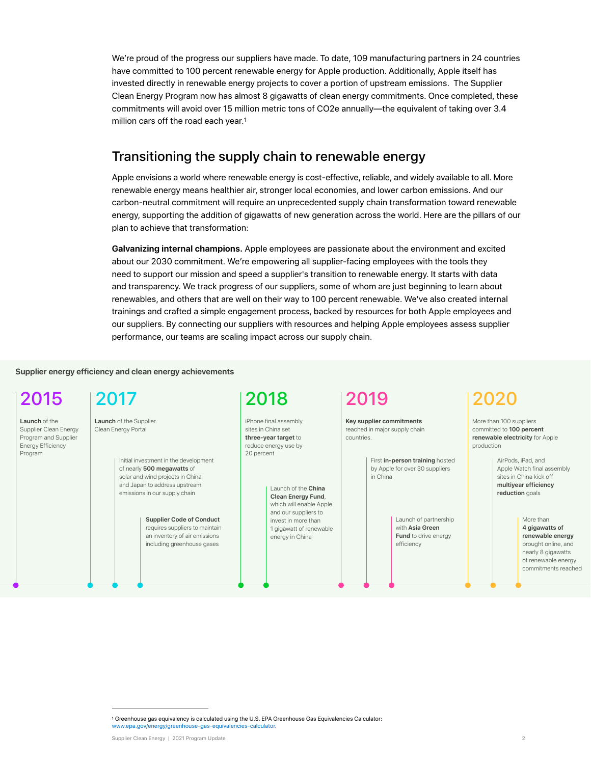We're proud of the progress our suppliers have made. To date, 109 manufacturing partners in 24 countries have committed to 100 percent renewable energy for Apple production. Additionally, Apple itself has invested directly in renewable energy projects to cover a portion of upstream emissions. The Supplier Clean Energy Program now has almost 8 gigawatts of clean energy commitments. Once completed, these commitments will avoid over 15 million metric tons of $CO_2e$ annually—the equivalent of taking over 3.4 million cars off the road each year.[1]

## Transitioning the supply chain to renewable energy

Apple envisions a world where renewable energy is cost-effective, reliable, and widely available to all. More renewable energy means healthier air, stronger local economies, and lower carbon emissions. And our carbon-neutral commitment will require an unprecedented supply chain transformation toward renewable energy, supporting the addition of gigawatts of new generation across the world. Here are the pillars of our plan to achieve that transformation:

**Galvanizing internal champions.** Apple employees are passionate about the environment and excited about our 2030 commitment. We're empowering all supplier-facing employees with the tools they need to support our mission and speed a supplier's transition to renewable energy. It starts with data and transparency. We track progress of our suppliers, some of whom are just beginning to learn about renewables, and others that are well on their way to 100 percent renewable. We've also created internal trainings and crafted a simple engagement process, backed by resources for both Apple employees and our suppliers. By connecting our suppliers with resources and helping Apple employees assess supplier performance, our teams are scaling impact across our supply chain.

### Supplier energy efficiency and clean energy achievements

**2015**

- **Launch** of the Supplier Clean Energy Program and Supplier Energy Efficiency Program

**2017**

- **Launch** of the Supplier Clean Energy Portal
- Initial investment in the development of nearly **500 megawatts** of solar and wind projects in China and Japan to address upstream emissions in our supply chain
- **Supplier Code of Conduct** requires suppliers to maintain an inventory of air emissions including greenhouse gases

**2018**

- iPhone final assembly sites in China set **three-year target** to reduce energy use by 20 percent
- Launch of the **China Clean Energy Fund**, which will enable Apple and our suppliers to invest in more than 1 gigawatt of renewable energy in China

**2019**

- **Key supplier commitments** reached in major supply chain countries.
- First **in-person training** hosted by Apple for over 30 suppliers in China
- Launch of partnership with **Asia Green Fund** to drive energy efficiency

**2020**

- More than 100 suppliers committed to **100 percent renewable electricity** for Apple production
- AirPods, iPad, and Apple Watch final assembly sites in China kick off **multiyear efficiency reduction** goals
- More than **4 gigawatts of renewable energy** brought online, and nearly 8 gigawatts of renewable energy commitments reached

[1] Greenhouse gas equivalency is calculated using the U.S. EPA Greenhouse Gas Equivalencies Calculator: www.epa.gov/energy/greenhouse-gas-equivalencies-calculator.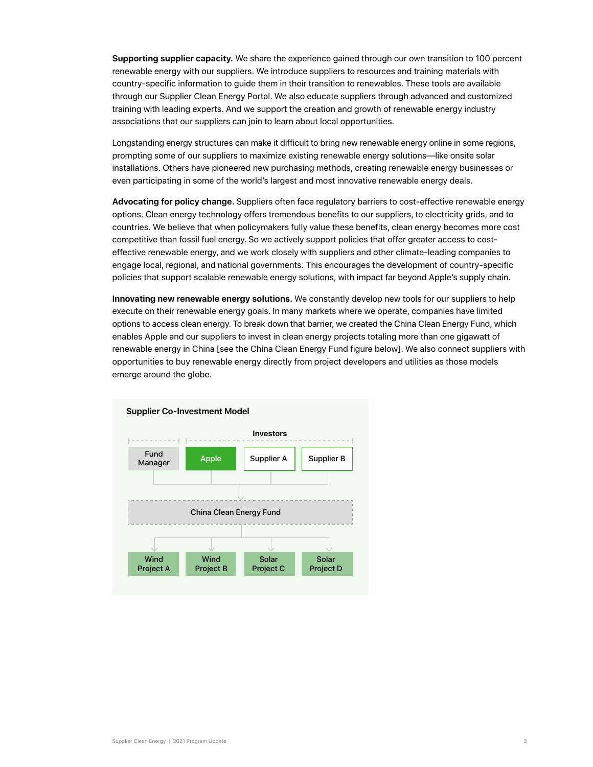**Supporting supplier capacity.** We share the experience gained through our own transition to 100 percent renewable energy with our suppliers. We introduce suppliers to resources and training materials with country-specific information to guide them in their transition to renewables. These tools are available through our Supplier Clean Energy Portal. We also educate suppliers through advanced and customized training with leading experts. And we support the creation and growth of renewable energy industry associations that our suppliers can join to learn about local opportunities.

Longstanding energy structures can make it difficult to bring new renewable energy online in some regions, prompting some of our suppliers to maximize existing renewable energy solutions—like onsite solar installations. Others have pioneered new purchasing methods, creating renewable energy businesses or even participating in some of the world's largest and most innovative renewable energy deals.

**Advocating for policy change.** Suppliers often face regulatory barriers to cost-effective renewable energy options. Clean energy technology offers tremendous benefits to our suppliers, to electricity grids, and to countries. We believe that when policymakers fully value these benefits, clean energy becomes more cost competitive than fossil fuel energy. So we actively support policies that offer greater access to cost-effective renewable energy, and we work closely with suppliers and other climate-leading companies to engage local, regional, and national governments. This encourages the development of country-specific policies that support scalable renewable energy solutions, with impact far beyond Apple's supply chain.

**Innovating new renewable energy solutions.** We constantly develop new tools for our suppliers to help execute on their renewable energy goals. In many markets where we operate, companies have limited options to access clean energy. To break down that barrier, we created the China Clean Energy Fund, which enables Apple and our suppliers to invest in clean energy projects totaling more than one gigawatt of renewable energy in China [see the China Clean Energy Fund figure below]. We also connect suppliers with opportunities to buy renewable energy directly from project developers and utilities as those models emerge around the globe.

**Supplier Co-Investment Model**

Fund Manager | Investors: Apple, Supplier A, Supplier B

↓

China Clean Energy Fund

↓

Wind Project A | Wind Project B | Solar Project C | Solar Project D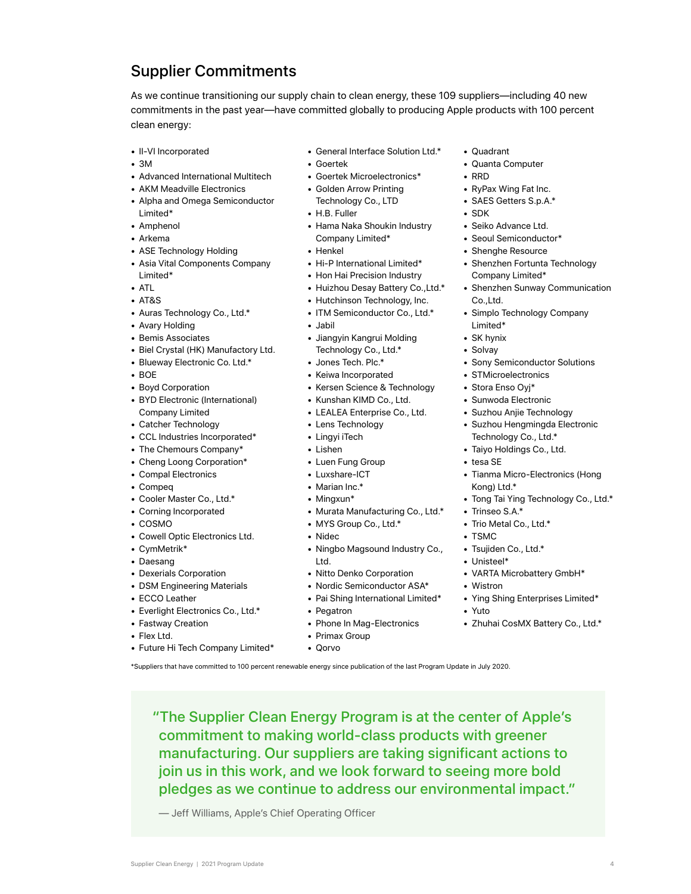## Supplier Commitments

As we continue transitioning our supply chain to clean energy, these 109 suppliers—including 40 new commitments in the past year—have committed globally to producing Apple products with 100 percent clean energy:

- II-VI Incorporated
- 3M
- Advanced International Multitech
- AKM Meadville Electronics
- Alpha and Omega Semiconductor Limited*
- Amphenol
- Arkema
- ASE Technology Holding
- Asia Vital Components Company Limited*
- ATL
- AT&S
- Auras Technology Co., Ltd.*
- Avary Holding
- Bemis Associates
- Biel Crystal (HK) Manufactory Ltd.
- Blueway Electronic Co. Ltd.*
- BOE
- Boyd Corporation
- BYD Electronic (International) Company Limited
- Catcher Technology
- CCL Industries Incorporated*
- The Chemours Company*
- Cheng Loong Corporation*
- Compal Electronics
- Compeq
- Cooler Master Co., Ltd.*
- Corning Incorporated
- COSMO
- Cowell Optic Electronics Ltd.
- CymMetrik*
- Daesang
- Dexerials Corporation
- DSM Engineering Materials
- ECCO Leather
- Everlight Electronics Co., Ltd.*
- Fastway Creation
- Flex Ltd.
- Future Hi Tech Company Limited*
- General Interface Solution Ltd.*
- Goertek
- Goertek Microelectronics*
- Golden Arrow Printing Technology Co., LTD
- H.B. Fuller
- Hama Naka Shoukin Industry Company Limited*
- Henkel
- Hi-P International Limited*
- Hon Hai Precision Industry
- Huizhou Desay Battery Co.,Ltd.*
- Hutchinson Technology, Inc.
- ITM Semiconductor Co., Ltd.*
- Jabil
- Jiangyin Kangrui Molding Technology Co., Ltd.*
- Jones Tech. Plc.*
- Keiwa Incorporated
- Kersen Science & Technology
- Kunshan KIMD Co., Ltd.
- LEALEA Enterprise Co., Ltd.
- Lens Technology
- Lingyi iTech
- Lishen
- Luen Fung Group
- Luxshare-ICT
- Marian Inc.*
- Mingxun*
- Murata Manufacturing Co., Ltd.*
- MYS Group Co., Ltd.*
- Nidec
- Ningbo Magsound Industry Co., Ltd.
- Nitto Denko Corporation
- Nordic Semiconductor ASA*
- Pai Shing International Limited*
- Pegatron
- Phone In Mag-Electronics
- Primax Group
- Qorvo
- Quadrant
- Quanta Computer
- RRD
- RyPax Wing Fat Inc.
- SAES Getters S.p.A.*
- SDK
- Seiko Advance Ltd.
- Seoul Semiconductor*
- Shenghe Resource
- Shenzhen Fortunta Technology Company Limited*
- Shenzhen Sunway Communication Co.,Ltd.
- Simplo Technology Company Limited*
- SK hynix
- Solvay
- Sony Semiconductor Solutions
- STMicroelectronics
- Stora Enso Oyj*
- Sunwoda Electronic
- Suzhou Anjie Technology
- Suzhou Hengmingda Electronic Technology Co., Ltd.*
- Taiyo Holdings Co., Ltd.
- tesa SE
- Tianma Micro-Electronics (Hong Kong) Ltd.*
- Tong Tai Ying Technology Co., Ltd.*
- Trinseo S.A.*
- Trio Metal Co., Ltd.*
- TSMC
- Tsujiden Co., Ltd.*
- Unisteel*
- VARTA Microbattery GmbH*
- Wistron
- Ying Shing Enterprises Limited*
- Yuto
- Zhuhai CosMX Battery Co., Ltd.*

*Suppliers that have committed to 100 percent renewable energy since publication of the last Program Update in July 2020.

> "The Supplier Clean Energy Program is at the center of Apple's commitment to making world-class products with greener manufacturing. Our suppliers are taking significant actions to join us in this work, and we look forward to seeing more bold pledges as we continue to address our environmental impact."
>
> — Jeff Williams, Apple's Chief Operating Officer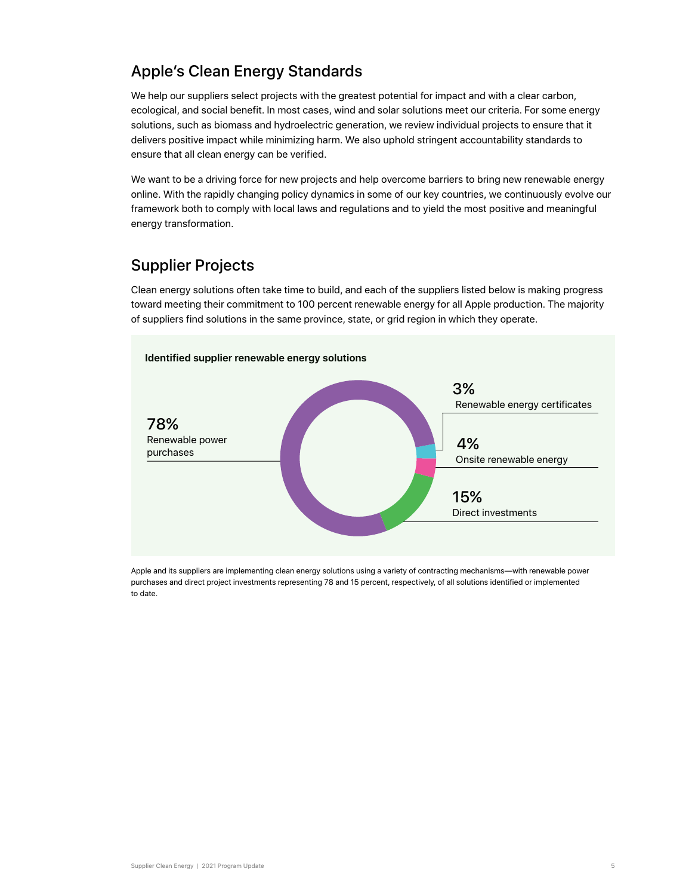## Apple's Clean Energy Standards

We help our suppliers select projects with the greatest potential for impact and with a clear carbon, ecological, and social benefit. In most cases, wind and solar solutions meet our criteria. For some energy solutions, such as biomass and hydroelectric generation, we review individual projects to ensure that it delivers positive impact while minimizing harm. We also uphold stringent accountability standards to ensure that all clean energy can be verified.

We want to be a driving force for new projects and help overcome barriers to bring new renewable energy online. With the rapidly changing policy dynamics in some of our key countries, we continuously evolve our framework both to comply with local laws and regulations and to yield the most positive and meaningful energy transformation.

## Supplier Projects

Clean energy solutions often take time to build, and each of the suppliers listed below is making progress toward meeting their commitment to 100 percent renewable energy for all Apple production. The majority of suppliers find solutions in the same province, state, or grid region in which they operate.

**Identified supplier renewable energy solutions**

| Solution | Share |
| --- | --- |
| Renewable power purchases | 78% |
| Renewable energy certificates | 3% |
| Onsite renewable energy | 4% |
| Direct investments | 15% |

Apple and its suppliers are implementing clean energy solutions using a variety of contracting mechanisms—with renewable power purchases and direct project investments representing 78 and 15 percent, respectively, of all solutions identified or implemented to date.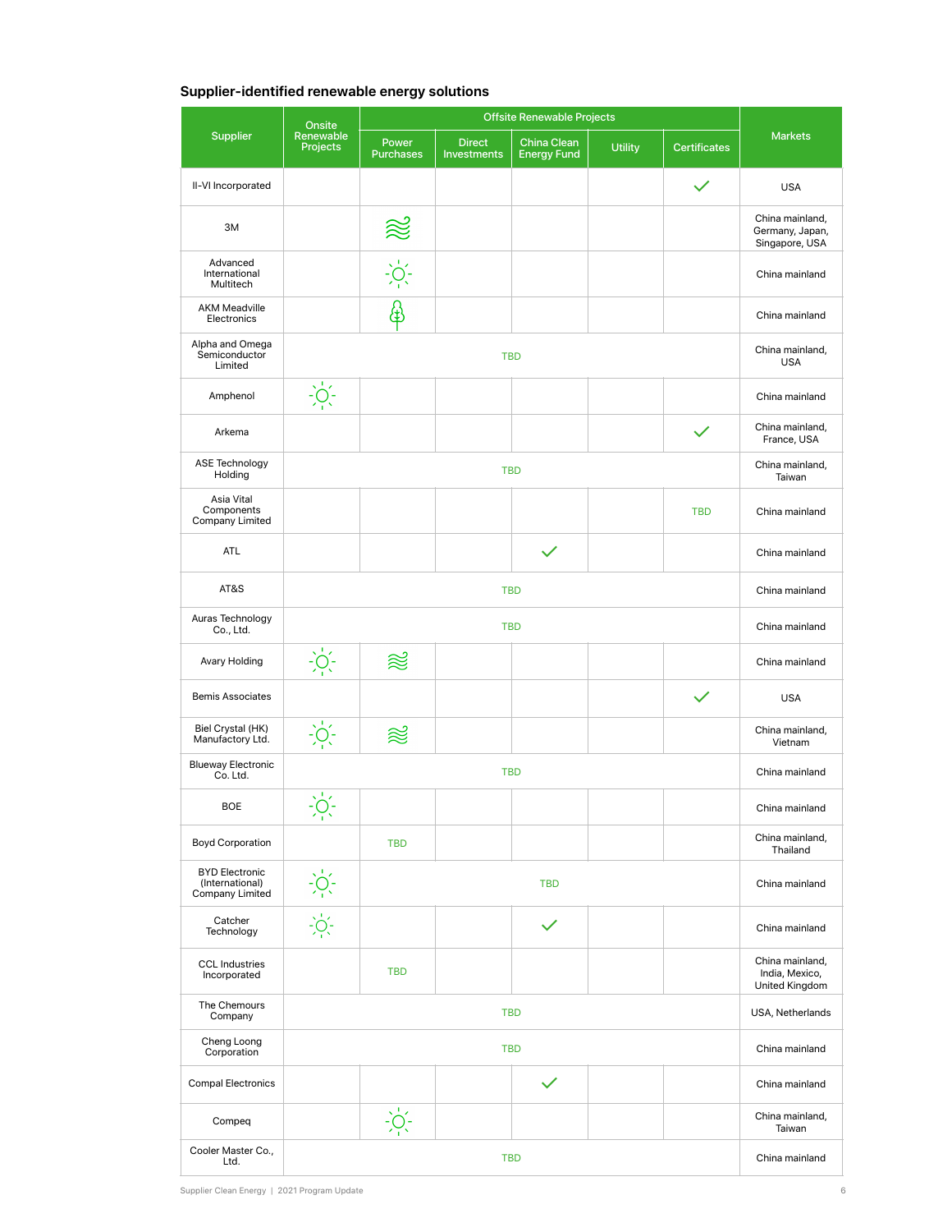## Supplier-identified renewable energy solutions

| Supplier | Onsite Renewable Projects | Offsite Renewable Projects | | | | | Markets |
|---|---|---|---|---|---|---|---|
| | | Power Purchases | Direct Investments | China Clean Energy Fund | Utility | Certificates | |
| II-VI Incorporated | | | | | | ✓ | USA |
| 3M | | Wind | | | | | China mainland, Germany, Japan, Singapore, USA |
| Advanced International Multitech | | Solar | | | | | China mainland |
| AKM Meadville Electronics | | Biomass | | | | | China mainland |
| Alpha and Omega Semiconductor Limited | TBD | | | | | | China mainland, USA |
| Amphenol | Solar | | | | | | China mainland |
| Arkema | | | | | | ✓ | China mainland, France, USA |
| ASE Technology Holding | TBD | | | | | | China mainland, Taiwan |
| Asia Vital Components Company Limited | | | | | | TBD | China mainland |
| ATL | | | | ✓ | | | China mainland |
| AT&S | TBD | | | | | | China mainland |
| Auras Technology Co., Ltd. | TBD | | | | | | China mainland |
| Avary Holding | Solar | Wind | | | | | China mainland |
| Bemis Associates | | | | | | ✓ | USA |
| Biel Crystal (HK) Manufactory Ltd. | Solar | Wind | | | | | China mainland, Vietnam |
| Blueway Electronic Co. Ltd. | TBD | | | | | | China mainland |
| BOE | Solar | | | | | | China mainland |
| Boyd Corporation | | TBD | | | | | China mainland, Thailand |
| BYD Electronic (International) Company Limited | Solar | TBD | | | | | China mainland |
| Catcher Technology | Solar | | | ✓ | | | China mainland |
| CCL Industries Incorporated | | TBD | | | | | China mainland, India, Mexico, United Kingdom |
| The Chemours Company | TBD | | | | | | USA, Netherlands |
| Cheng Loong Corporation | TBD | | | | | | China mainland |
| Compal Electronics | | | | ✓ | | | China mainland |
| Compeq | | Solar | | | | | China mainland, Taiwan |
| Cooler Master Co., Ltd. | TBD | | | | | | China mainland |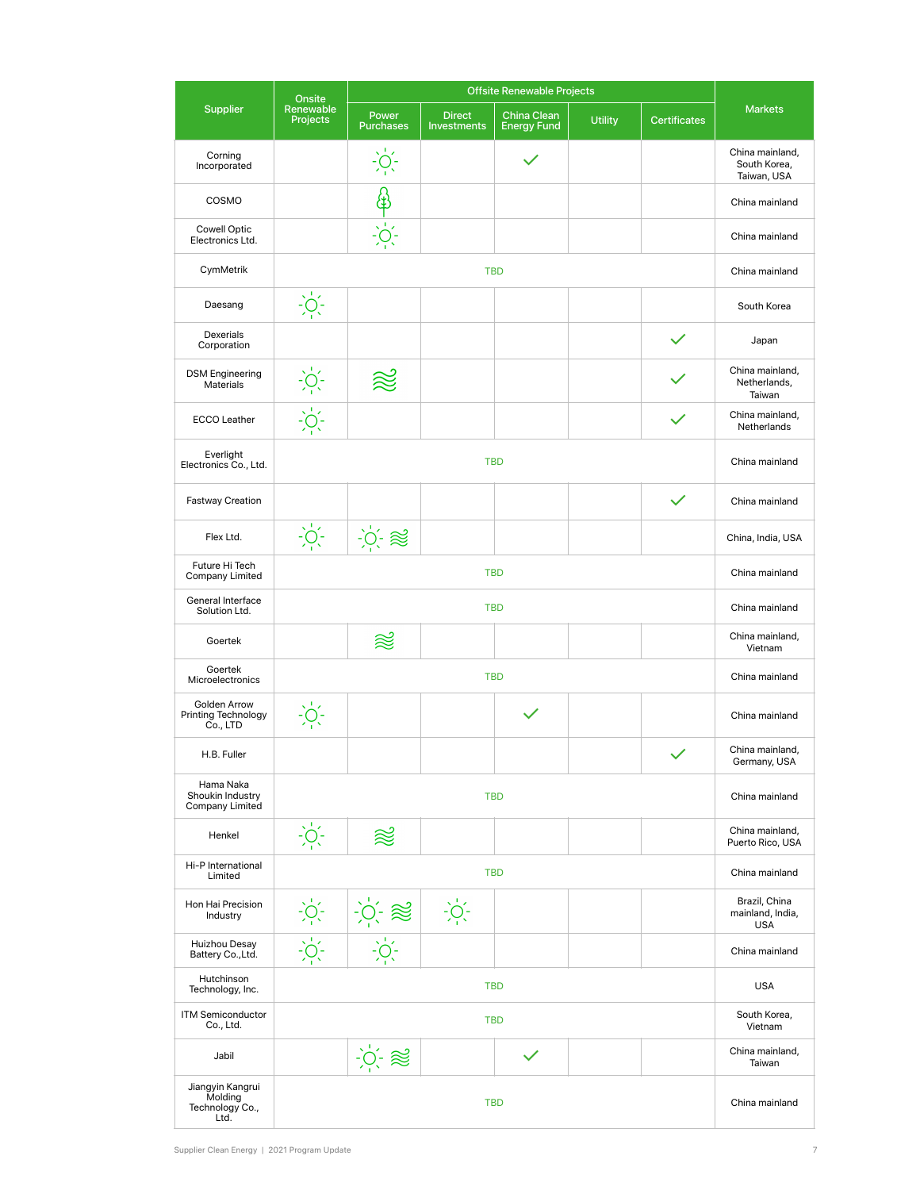| Supplier | Onsite Renewable Projects | Offsite Renewable Projects | | | | | Markets |
|---|---|---|---|---|---|---|---|
| | | Power Purchases | Direct Investments | China Clean Energy Fund | Utility | Certificates | |
| Corning Incorporated | | Solar | | ✓ | | | China mainland, South Korea, Taiwan, USA |
| COSMO | | Biomass | | | | | China mainland |
| Cowell Optic Electronics Ltd. | | Solar | | | | | China mainland |
| CymMetrik | TBD | | | | | | China mainland |
| Daesang | Solar | | | | | | South Korea |
| Dexerials Corporation | | | | | | ✓ | Japan |
| DSM Engineering Materials | Solar | Wind | | | | ✓ | China mainland, Netherlands, Taiwan |
| ECCO Leather | Solar | | | | | ✓ | China mainland, Netherlands |
| Everlight Electronics Co., Ltd. | TBD | | | | | | China mainland |
| Fastway Creation | | | | | | ✓ | China mainland |
| Flex Ltd. | Solar | Solar, Wind | | | | | China, India, USA |
| Future Hi Tech Company Limited | TBD | | | | | | China mainland |
| General Interface Solution Ltd. | TBD | | | | | | China mainland |
| Goertek | | Wind | | | | | China mainland, Vietnam |
| Goertek Microelectronics | TBD | | | | | | China mainland |
| Golden Arrow Printing Technology Co., LTD | Solar | | | ✓ | | | China mainland |
| H.B. Fuller | | | | | | ✓ | China mainland, Germany, USA |
| Hama Naka Shoukin Industry Company Limited | TBD | | | | | | China mainland |
| Henkel | Solar | Wind | | | | | China mainland, Puerto Rico, USA |
| Hi-P International Limited | TBD | | | | | | China mainland |
| Hon Hai Precision Industry | Solar | Solar, Wind | Solar | | | | Brazil, China mainland, India, USA |
| Huizhou Desay Battery Co.,Ltd. | Solar | Solar | | | | | China mainland |
| Hutchinson Technology, Inc. | TBD | | | | | | USA |
| ITM Semiconductor Co., Ltd. | TBD | | | | | | South Korea, Vietnam |
| Jabil | | Solar, Wind | | ✓ | | | China mainland, Taiwan |
| Jiangyin Kangrui Molding Technology Co., Ltd. | TBD | | | | | | China mainland |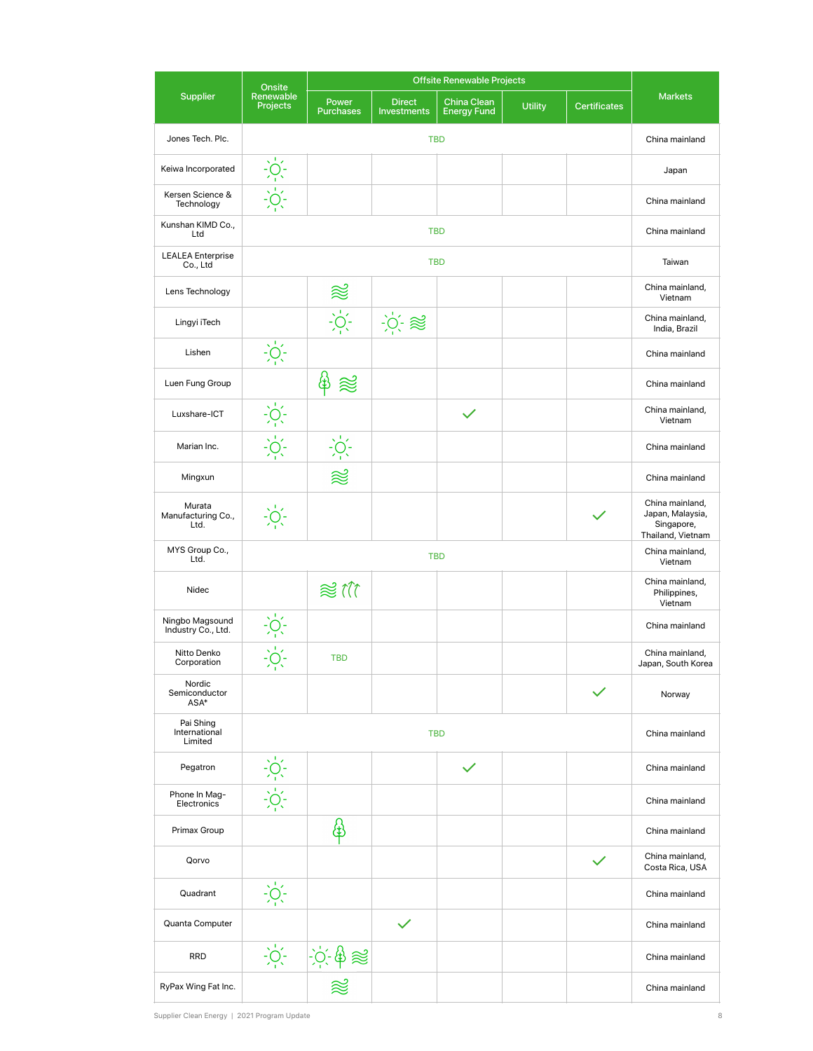| Supplier | Onsite Renewable Projects | Offsite Renewable Projects | | | | | Markets |
|---|---|---|---|---|---|---|---|
| | | Power Purchases | Direct Investments | China Clean Energy Fund | Utility | Certificates | |
| Jones Tech. Plc. | TBD | | | | | | China mainland |
| Keiwa Incorporated | ☼ | | | | | | Japan |
| Kersen Science & Technology | ☼ | | | | | | China mainland |
| Kunshan KIMD Co., Ltd | TBD | | | | | | China mainland |
| LEALEA Enterprise Co., Ltd | TBD | | | | | | Taiwan |
| Lens Technology | | ≋ | | | | | China mainland, Vietnam |
| Lingyi iTech | | ☼ | ☼ ≋ | | | | China mainland, India, Brazil |
| Lishen | ☼ | | | | | | China mainland |
| Luen Fung Group | | 🌲 ≋ | | | | | China mainland |
| Luxshare-ICT | ☼ | | | ✓ | | | China mainland, Vietnam |
| Marian Inc. | ☼ | ☼ | | | | | China mainland |
| Mingxun | | ≋ | | | | | China mainland |
| Murata Manufacturing Co., Ltd. | ☼ | | | | | ✓ | China mainland, Japan, Malaysia, Singapore, Thailand, Vietnam |
| MYS Group Co., Ltd. | TBD | | | | | | China mainland, Vietnam |
| Nidec | | ≋ ⇈ | | | | | China mainland, Philippines, Vietnam |
| Ningbo Magsound Industry Co., Ltd. | ☼ | | | | | | China mainland |
| Nitto Denko Corporation | ☼ | TBD | | | | | China mainland, Japan, South Korea |
| Nordic Semiconductor ASA* | | | | | | ✓ | Norway |
| Pai Shing International Limited | TBD | | | | | | China mainland |
| Pegatron | ☼ | | | ✓ | | | China mainland |
| Phone In Mag-Electronics | ☼ | | | | | | China mainland |
| Primax Group | | 🌲 | | | | | China mainland |
| Qorvo | | | | | | ✓ | China mainland, Costa Rica, USA |
| Quadrant | ☼ | | | | | | China mainland |
| Quanta Computer | | | ✓ | | | | China mainland |
| RRD | ☼ | ☼ 🌲 ≋ | | | | | China mainland |
| RyPax Wing Fat Inc. | | ≋ | | | | | China mainland |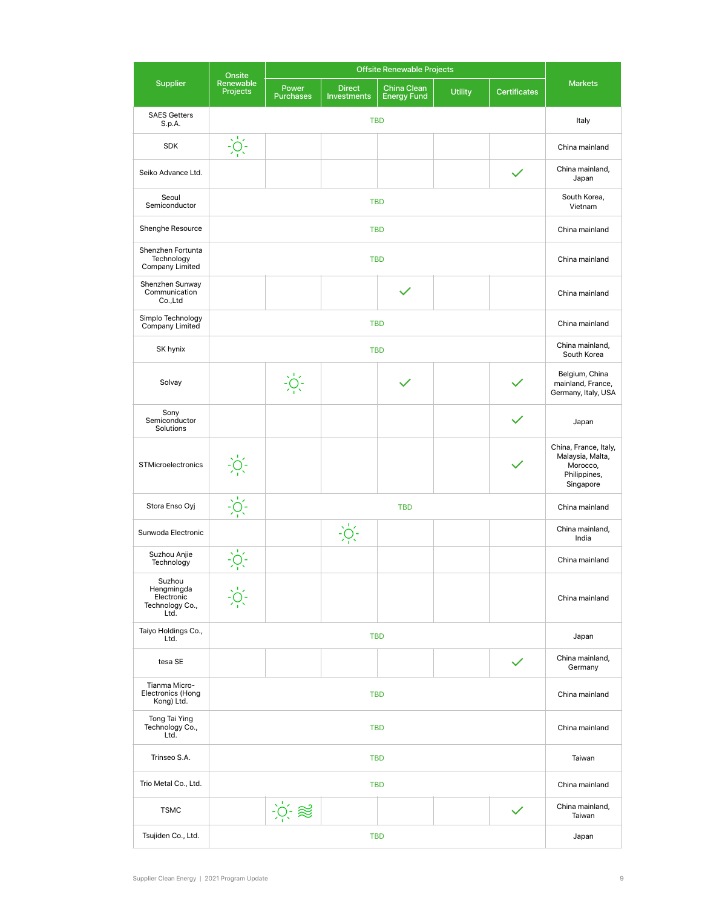| Supplier | Onsite Renewable Projects | Offsite Renewable Projects | | | | | Markets |
|---|---|---|---|---|---|---|---|
| | | Power Purchases | Direct Investments | China Clean Energy Fund | Utility | Certificates | |
| SAES Getters S.p.A. | TBD | | | | | | Italy |
| SDK | ☼ | | | | | | China mainland |
| Seiko Advance Ltd. | | | | | | ✓ | China mainland, Japan |
| Seoul Semiconductor | TBD | | | | | | South Korea, Vietnam |
| Shenghe Resource | TBD | | | | | | China mainland |
| Shenzhen Fortunta Technology Company Limited | TBD | | | | | | China mainland |
| Shenzhen Sunway Communication Co.,Ltd | | | | ✓ | | | China mainland |
| Simplo Technology Company Limited | TBD | | | | | | China mainland |
| SK hynix | TBD | | | | | | China mainland, South Korea |
| Solvay | | ☼ | | ✓ | | ✓ | Belgium, China mainland, France, Germany, Italy, USA |
| Sony Semiconductor Solutions | | | | | | ✓ | Japan |
| STMicroelectronics | ☼ | | | | | ✓ | China, France, Italy, Malaysia, Malta, Morocco, Philippines, Singapore |
| Stora Enso Oyj | ☼ | TBD | | | | | China mainland |
| Sunwoda Electronic | | | ☼ | | | | China mainland, India |
| Suzhou Anjie Technology | ☼ | | | | | | China mainland |
| Suzhou Hengmingda Electronic Technology Co., Ltd. | ☼ | | | | | | China mainland |
| Taiyo Holdings Co., Ltd. | TBD | | | | | | Japan |
| tesa SE | | | | | | ✓ | China mainland, Germany |
| Tianma Micro-Electronics (Hong Kong) Ltd. | TBD | | | | | | China mainland |
| Tong Tai Ying Technology Co., Ltd. | TBD | | | | | | China mainland |
| Trinseo S.A. | TBD | | | | | | Taiwan |
| Trio Metal Co., Ltd. | TBD | | | | | | China mainland |
| TSMC | | ☼ ≋ | | | | ✓ | China mainland, Taiwan |
| Tsujiden Co., Ltd. | TBD | | | | | | Japan |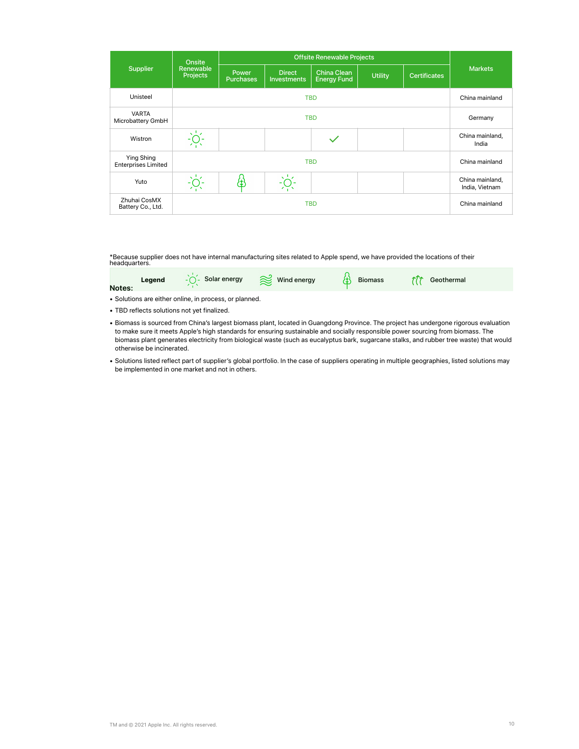| Supplier | Onsite Renewable Projects | Offsite Renewable Projects | | | | | Markets |
|---|---|---|---|---|---|---|---|
| | | Power Purchases | Direct Investments | China Clean Energy Fund | Utility | Certificates | |
| Unisteel | TBD | | | | | | China mainland |
| VARTA Microbattery GmbH | TBD | | | | | | Germany |
| Wistron | Solar energy | | | ✓ | | | China mainland, India |
| Ying Shing Enterprises Limited | TBD | | | | | | China mainland |
| Yuto | Solar energy | Biomass | Solar energy | | | | China mainland, India, Vietnam |
| Zhuhai CosMX Battery Co., Ltd. | TBD | | | | | | China mainland |

*Because supplier does not have internal manufacturing sites related to Apple spend, we have provided the locations of their headquarters.

**Legend:** Solar energy, Wind energy, Biomass, Geothermal

**Notes:**

- Solutions are either online, in process, or planned.
- TBD reflects solutions not yet finalized.
- Biomass is sourced from China's largest biomass plant, located in Guangdong Province. The project has undergone rigorous evaluation to make sure it meets Apple's high standards for ensuring sustainable and socially responsible power sourcing from biomass. The biomass plant generates electricity from biological waste (such as eucalyptus bark, sugarcane stalks, and rubber tree waste) that would otherwise be incinerated.
- Solutions listed reflect part of supplier's global portfolio. In the case of suppliers operating in multiple geographies, listed solutions may be implemented in one market and not in others.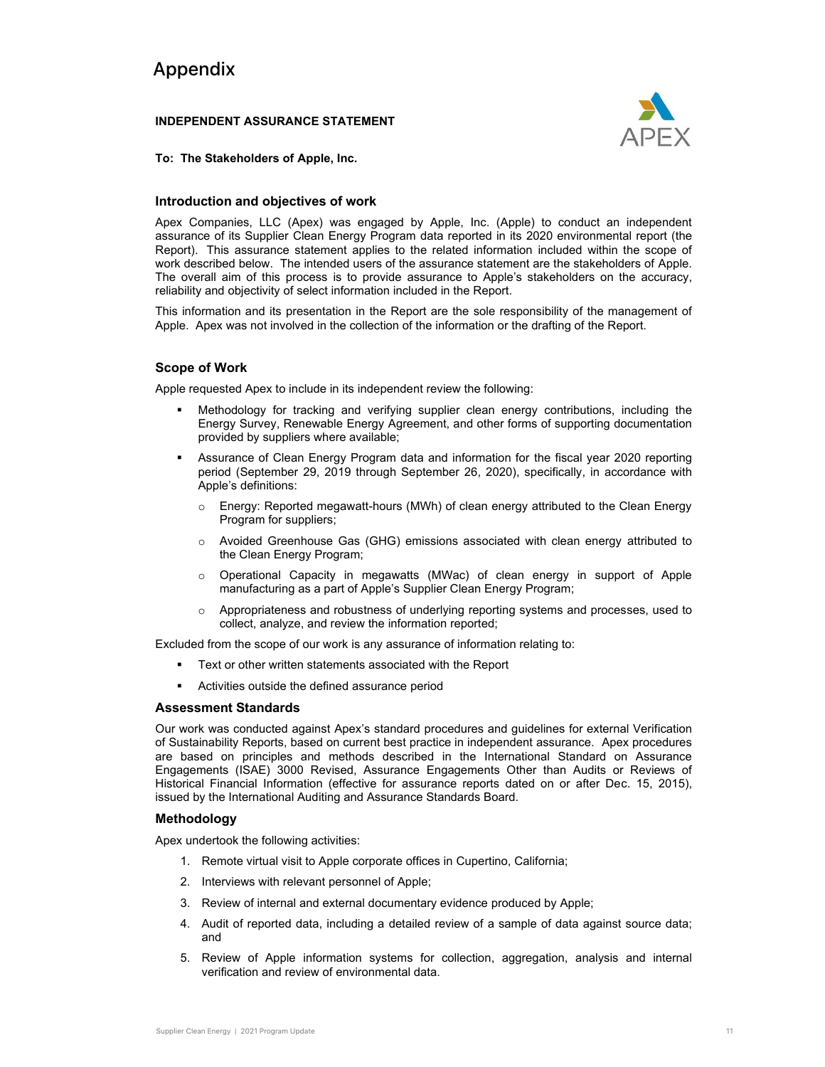# Appendix

**INDEPENDENT ASSURANCE STATEMENT**

APEX

**To: The Stakeholders of Apple, Inc.**

## Introduction and objectives of work

Apex Companies, LLC (Apex) was engaged by Apple, Inc. (Apple) to conduct an independent assurance of its Supplier Clean Energy Program data reported in its 2020 environmental report (the Report). This assurance statement applies to the related information included within the scope of work described below. The intended users of the assurance statement are the stakeholders of Apple. The overall aim of this process is to provide assurance to Apple's stakeholders on the accuracy, reliability and objectivity of select information included in the Report.

This information and its presentation in the Report are the sole responsibility of the management of Apple. Apex was not involved in the collection of the information or the drafting of the Report.

## Scope of Work

Apple requested Apex to include in its independent review the following:

- Methodology for tracking and verifying supplier clean energy contributions, including the Energy Survey, Renewable Energy Agreement, and other forms of supporting documentation provided by suppliers where available;
- Assurance of Clean Energy Program data and information for the fiscal year 2020 reporting period (September 29, 2019 through September 26, 2020), specifically, in accordance with Apple's definitions:
  - Energy: Reported megawatt-hours (MWh) of clean energy attributed to the Clean Energy Program for suppliers;
  - Avoided Greenhouse Gas (GHG) emissions associated with clean energy attributed to the Clean Energy Program;
  - Operational Capacity in megawatts (MWac) of clean energy in support of Apple manufacturing as a part of Apple's Supplier Clean Energy Program;
  - Appropriateness and robustness of underlying reporting systems and processes, used to collect, analyze, and review the information reported;

Excluded from the scope of our work is any assurance of information relating to:

- Text or other written statements associated with the Report
- Activities outside the defined assurance period

## Assessment Standards

Our work was conducted against Apex's standard procedures and guidelines for external Verification of Sustainability Reports, based on current best practice in independent assurance. Apex procedures are based on principles and methods described in the International Standard on Assurance Engagements (ISAE) 3000 Revised, Assurance Engagements Other than Audits or Reviews of Historical Financial Information (effective for assurance reports dated on or after Dec. 15, 2015), issued by the International Auditing and Assurance Standards Board.

## Methodology

Apex undertook the following activities:

1. Remote virtual visit to Apple corporate offices in Cupertino, California;
2. Interviews with relevant personnel of Apple;
3. Review of internal and external documentary evidence produced by Apple;
4. Audit of reported data, including a detailed review of a sample of data against source data; and
5. Review of Apple information systems for collection, aggregation, analysis and internal verification and review of environmental data.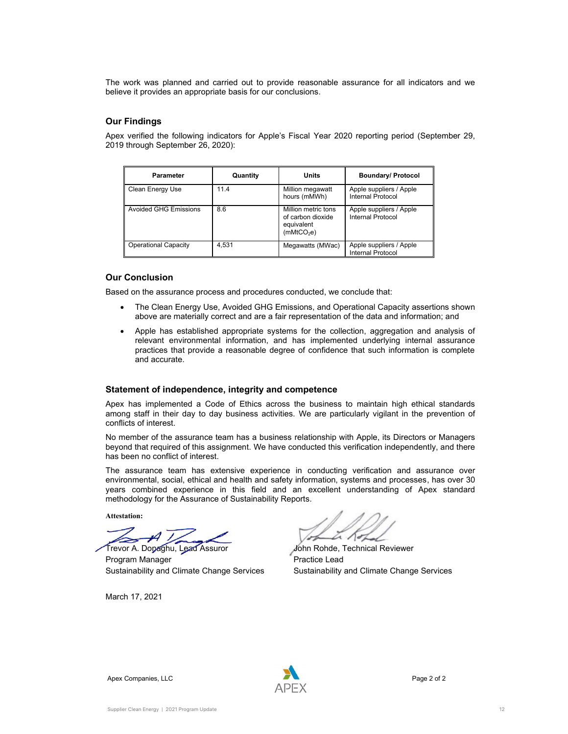The work was planned and carried out to provide reasonable assurance for all indicators and we believe it provides an appropriate basis for our conclusions.

## Our Findings

Apex verified the following indicators for Apple's Fiscal Year 2020 reporting period (September 29, 2019 through September 26, 2020):

| Parameter | Quantity | Units | Boundary/ Protocol |
|---|---|---|---|
| Clean Energy Use | 11.4 | Million megawatt hours (mMWh) | Apple suppliers / Apple Internal Protocol |
| Avoided GHG Emissions | 8.6 | Million metric tons of carbon dioxide equivalent ($mMtCO_2e$) | Apple suppliers / Apple Internal Protocol |
| Operational Capacity | 4,531 | Megawatts (MWac) | Apple suppliers / Apple Internal Protocol |

## Our Conclusion

Based on the assurance process and procedures conducted, we conclude that:

- The Clean Energy Use, Avoided GHG Emissions, and Operational Capacity assertions shown above are materially correct and are a fair representation of the data and information; and
- Apple has established appropriate systems for the collection, aggregation and analysis of relevant environmental information, and has implemented underlying internal assurance practices that provide a reasonable degree of confidence that such information is complete and accurate.

## Statement of independence, integrity and competence

Apex has implemented a Code of Ethics across the business to maintain high ethical standards among staff in their day to day business activities. We are particularly vigilant in the prevention of conflicts of interest.

No member of the assurance team has a business relationship with Apple, its Directors or Managers beyond that required of this assignment. We have conducted this verification independently, and there has been no conflict of interest.

The assurance team has extensive experience in conducting verification and assurance over environmental, social, ethical and health and safety information, systems and processes, has over 30 years combined experience in this field and an excellent understanding of Apex standard methodology for the Assurance of Sustainability Reports.

**Attestation:**

Trevor A. Donaghu, Lead Assuror
Program Manager
Sustainability and Climate Change Services

John Rohde, Technical Reviewer
Practice Lead
Sustainability and Climate Change Services

March 17, 2021

Apex Companies, LLC